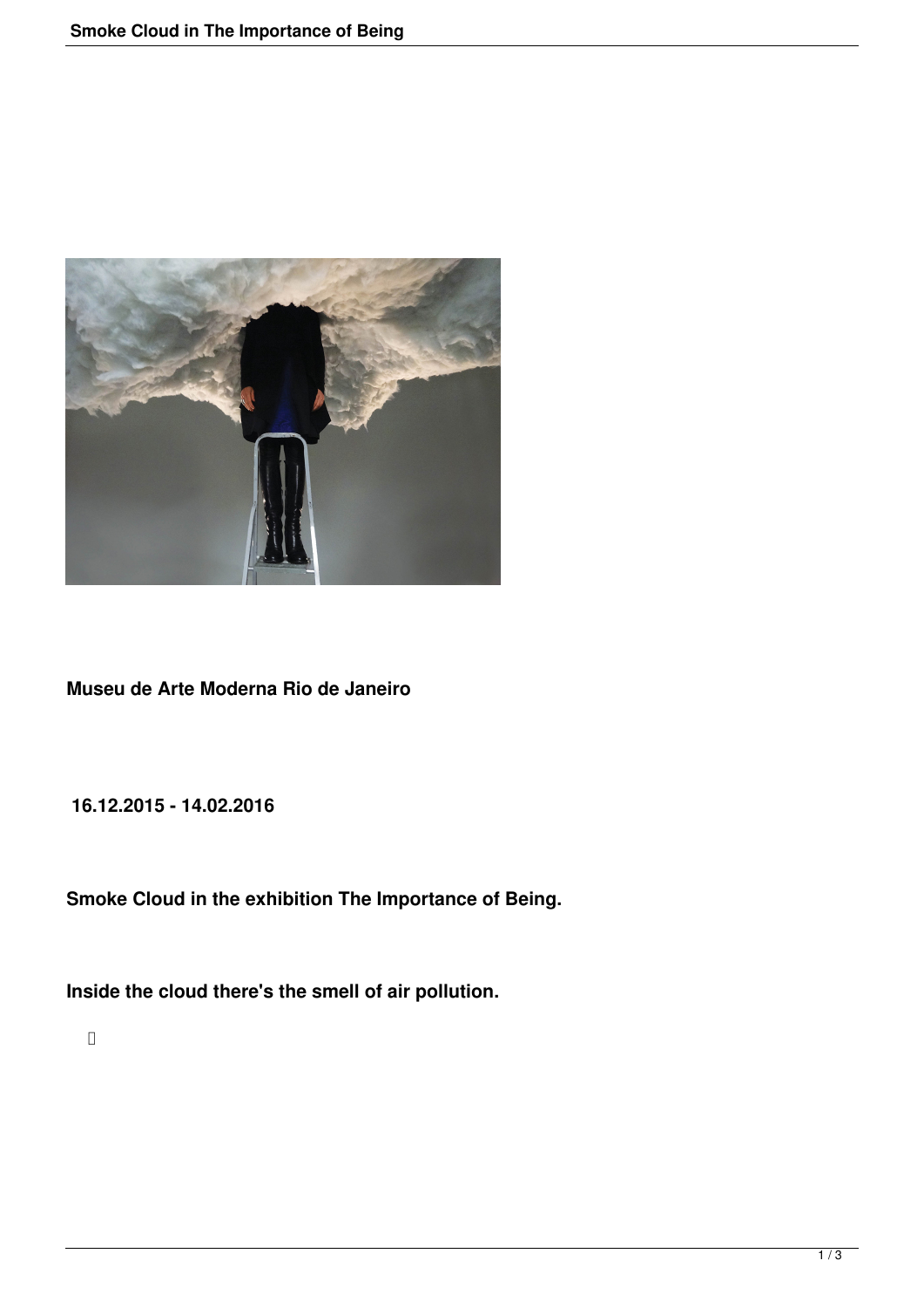**Museu de Arte Moderna Rio de Janeiro**

**16.12.2015 - 14.02.2016**

**Smoke Cloud in the exhibition The Importance of Being.**

**Inside the cloud there's the smell of air pollution.**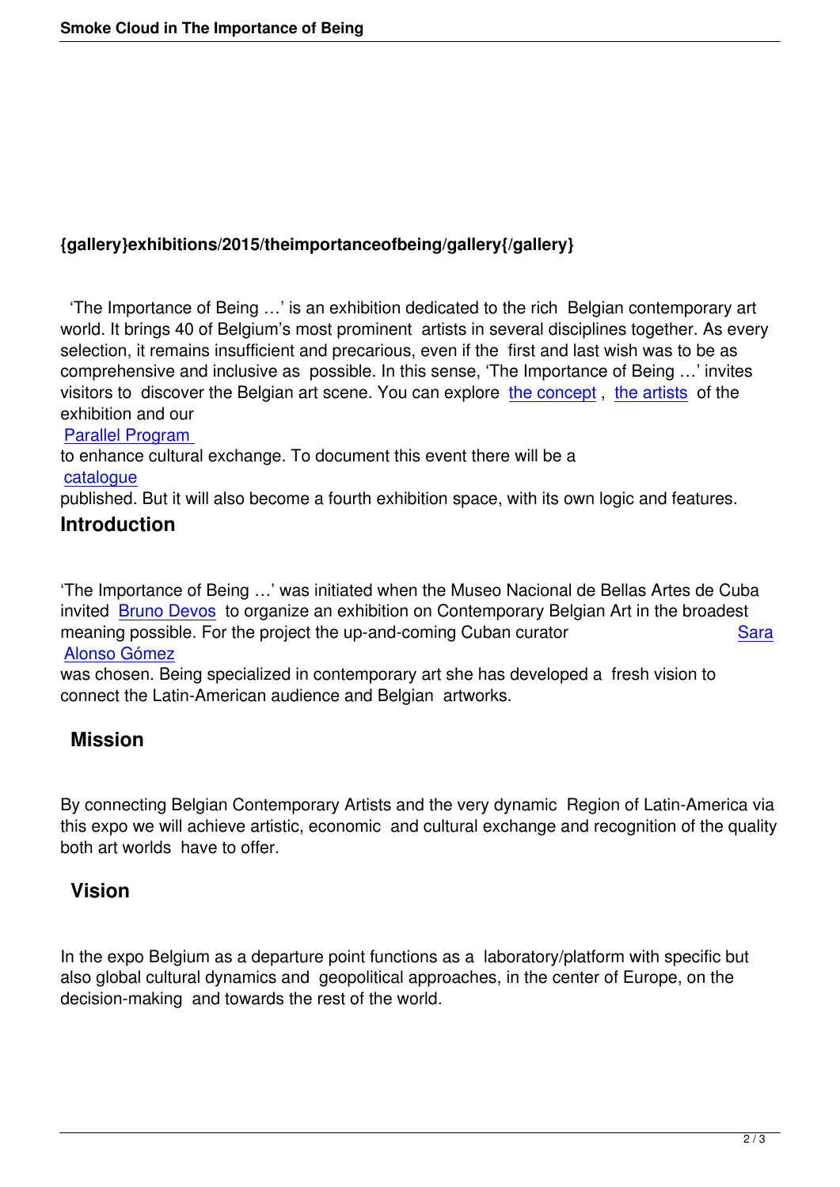**{gallery}exhibitions/2015/theimportanceofbeing/gallery{/gallery}**

'The Importance of Being …' is an exhibition dedicated to the rich Belgian contemporary art world. It brings 40 of Belgium's most prominent artists in several disciplines together. As every selection, it remains insufficient and precarious, even if the first and last wish was to be as comprehensive and inclusive as possible. In this sense, 'The Importance of Being …' invites visitors to discover the Belgian art scene. You can explore the concept , the artists of the exhibition and our Parallel Program to enhance cultural exchange. To document this event there will be a catalogue published. But it will also become a fourth exhibition space, with its own logic and features.

## Introduction

'The Importance of Being …' was initiated when the Museo Nacional de Bellas Artes de Cuba invited Bruno Devos to organize an exhibition on Contemporary Belgian Art in the broadest meaning possible. For the project the up-and-coming Cuban curator Sara Alonso Gómez was chosen. Being specialized in contemporary art she has developed a fresh vision to connect the Latin-American audience and Belgian artworks.

## Mission

By connecting Belgian Contemporary Artists and the very dynamic Region of Latin-America via this expo we will achieve artistic, economic and cultural exchange and recognition of the quality both art worlds have to offer.

## Vision

In the expo Belgium as a departure point functions as a laboratory/platform with specific but also global cultural dynamics and geopolitical approaches, in the center of Europe, on the decision-making and towards the rest of the world.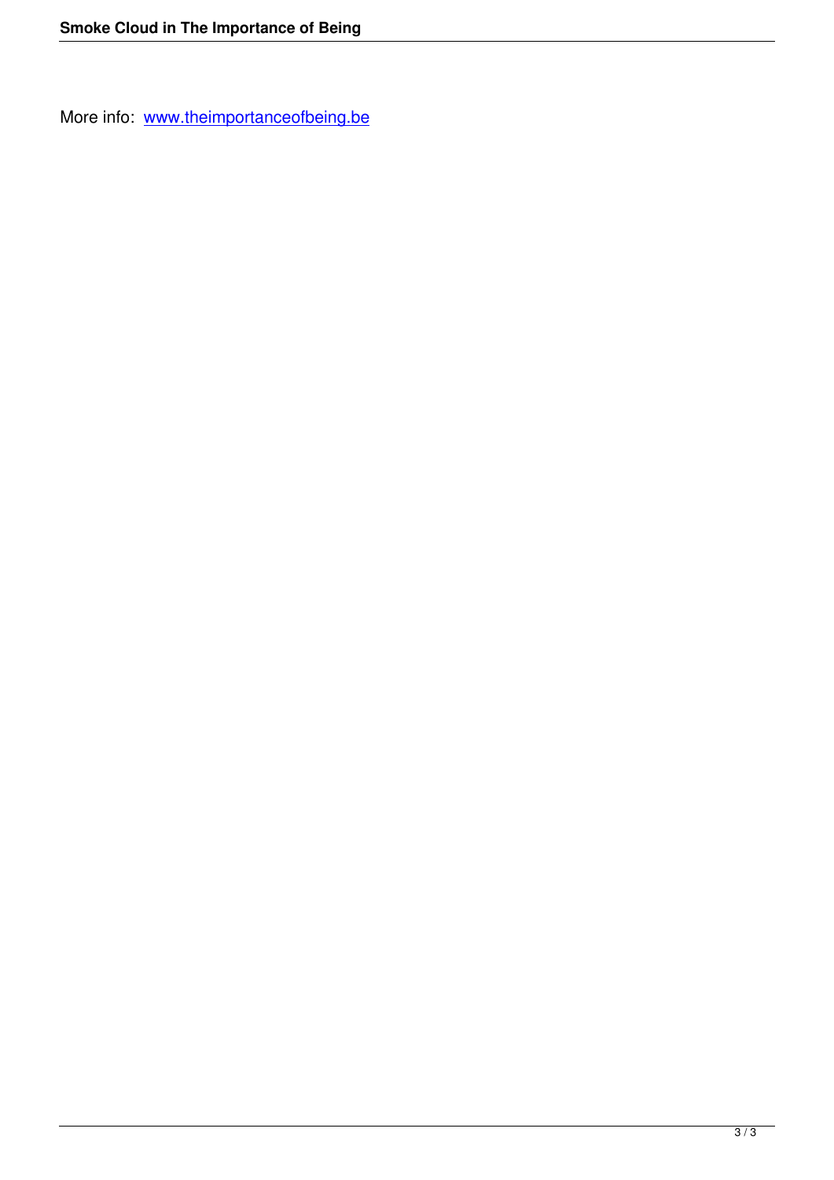More info: [www.theimportanceofbeing.be](http://www.theimportanceofbeing.be)